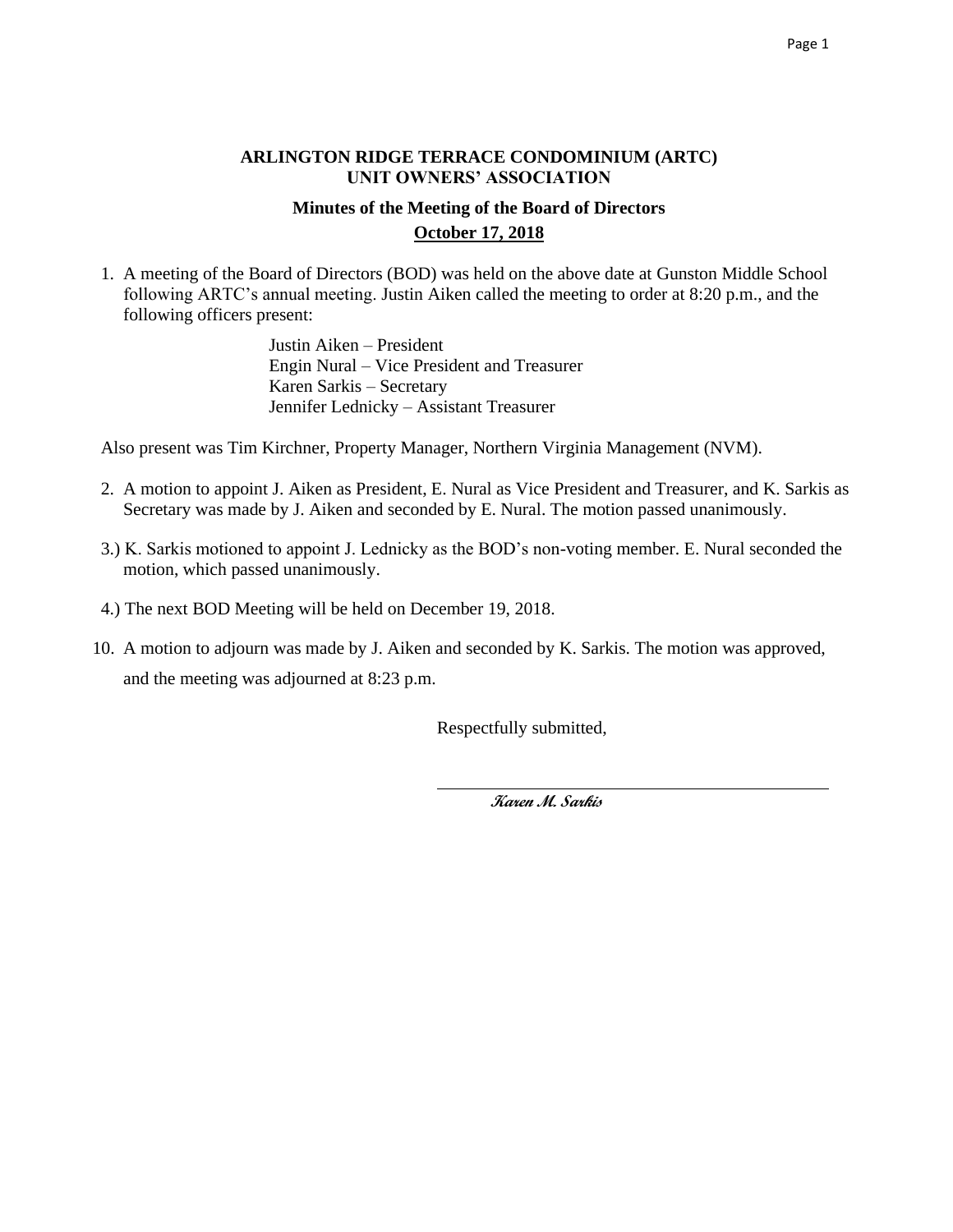**ARLINGTON RIDGE TERRACE CONDOMINIUM (ARTC)**
**UNIT OWNERS' ASSOCIATION**

**Minutes of the Meeting of the Board of Directors**

**October 17, 2018**

1. A meeting of the Board of Directors (BOD) was held on the above date at Gunston Middle School following ARTC's annual meeting. Justin Aiken called the meeting to order at 8:20 p.m., and the following officers present:

   Justin Aiken – President
   Engin Nural – Vice President and Treasurer
   Karen Sarkis – Secretary
   Jennifer Lednicky – Assistant Treasurer

Also present was Tim Kirchner, Property Manager, Northern Virginia Management (NVM).

2. A motion to appoint J. Aiken as President, E. Nural as Vice President and Treasurer, and K. Sarkis as Secretary was made by J. Aiken and seconded by E. Nural. The motion passed unanimously.

3.) K. Sarkis motioned to appoint J. Lednicky as the BOD's non-voting member. E. Nural seconded the motion, which passed unanimously.

4.) The next BOD Meeting will be held on December 19, 2018.

10. A motion to adjourn was made by J. Aiken and seconded by K. Sarkis. The motion was approved, and the meeting was adjourned at 8:23 p.m.

Respectfully submitted,

*Karen M. Sarkis*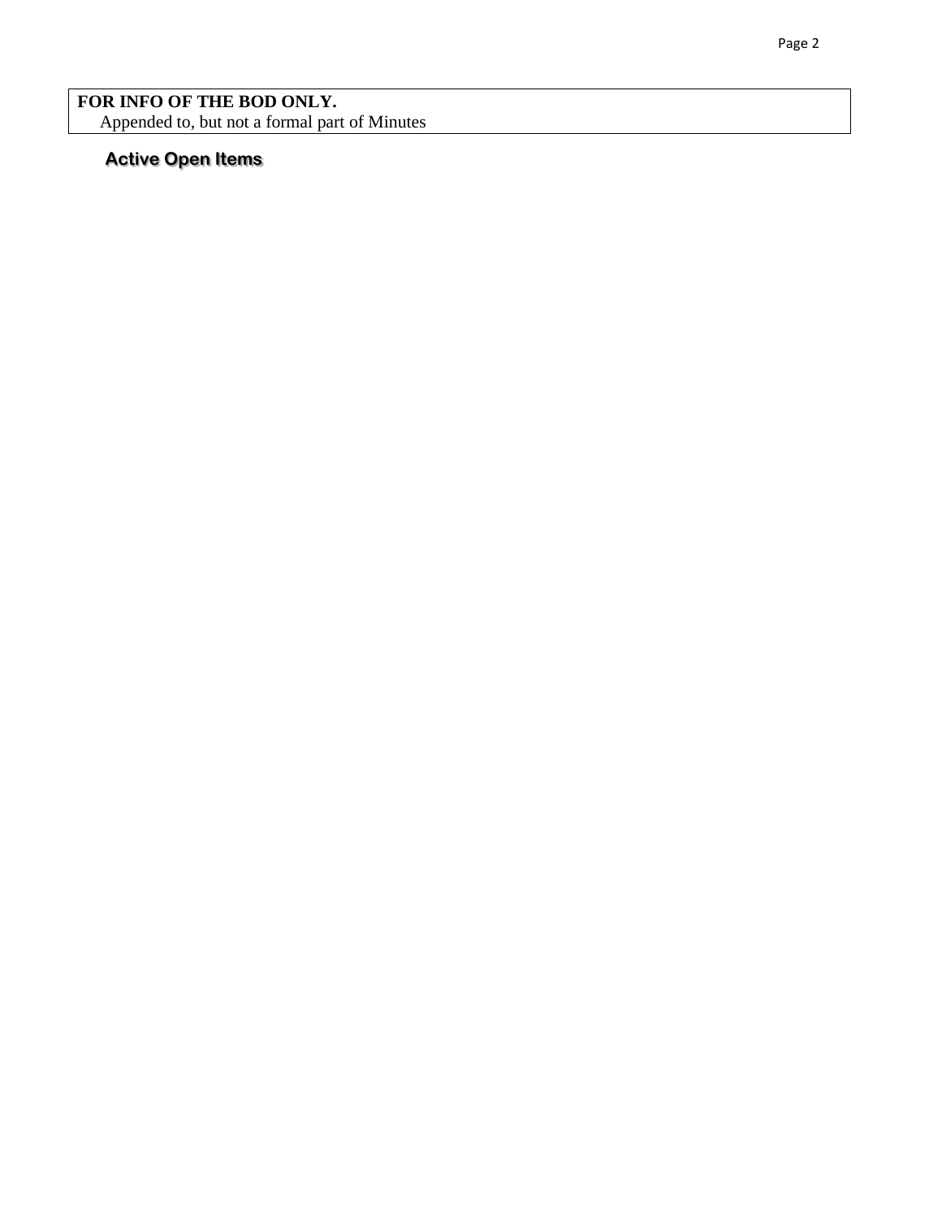**FOR INFO OF THE BOD ONLY.**
Appended to, but not a formal part of Minutes

## Active Open Items